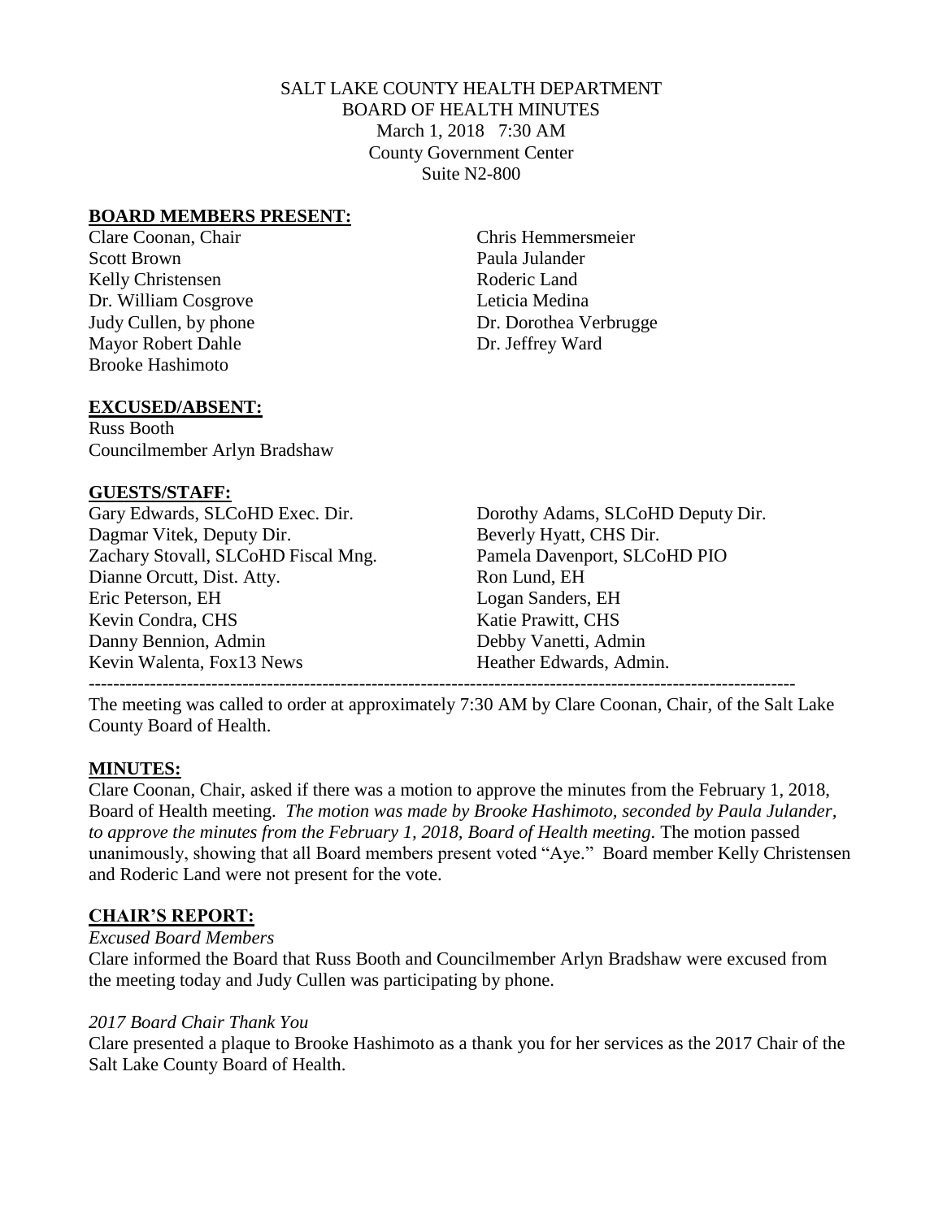SALT LAKE COUNTY HEALTH DEPARTMENT
BOARD OF HEALTH MINUTES
March 1, 2018 7:30 AM
County Government Center
Suite N2-800

## BOARD MEMBERS PRESENT:

Clare Coonan, Chair
Scott Brown
Kelly Christensen
Dr. William Cosgrove
Judy Cullen, by phone
Mayor Robert Dahle
Brooke Hashimoto
Chris Hemmersmeier
Paula Julander
Roderic Land
Leticia Medina
Dr. Dorothea Verbrugge
Dr. Jeffrey Ward

## EXCUSED/ABSENT:

Russ Booth
Councilmember Arlyn Bradshaw

## GUESTS/STAFF:

Gary Edwards, SLCoHD Exec. Dir.
Dorothy Adams, SLCoHD Deputy Dir.
Dagmar Vitek, Deputy Dir.
Beverly Hyatt, CHS Dir.
Zachary Stovall, SLCoHD Fiscal Mng.
Pamela Davenport, SLCoHD PIO
Dianne Orcutt, Dist. Atty.
Ron Lund, EH
Eric Peterson, EH
Logan Sanders, EH
Kevin Condra, CHS
Katie Prawitt, CHS
Danny Bennion, Admin
Debby Vanetti, Admin
Kevin Walenta, Fox13 News
Heather Edwards, Admin.

---

The meeting was called to order at approximately 7:30 AM by Clare Coonan, Chair, of the Salt Lake County Board of Health.

## MINUTES:

Clare Coonan, Chair, asked if there was a motion to approve the minutes from the February 1, 2018, Board of Health meeting. *The motion was made by Brooke Hashimoto, seconded by Paula Julander, to approve the minutes from the February 1, 2018, Board of Health meeting.* The motion passed unanimously, showing that all Board members present voted "Aye." Board member Kelly Christensen and Roderic Land were not present for the vote.

## CHAIR'S REPORT:

*Excused Board Members*

Clare informed the Board that Russ Booth and Councilmember Arlyn Bradshaw were excused from the meeting today and Judy Cullen was participating by phone.

*2017 Board Chair Thank You*

Clare presented a plaque to Brooke Hashimoto as a thank you for her services as the 2017 Chair of the Salt Lake County Board of Health.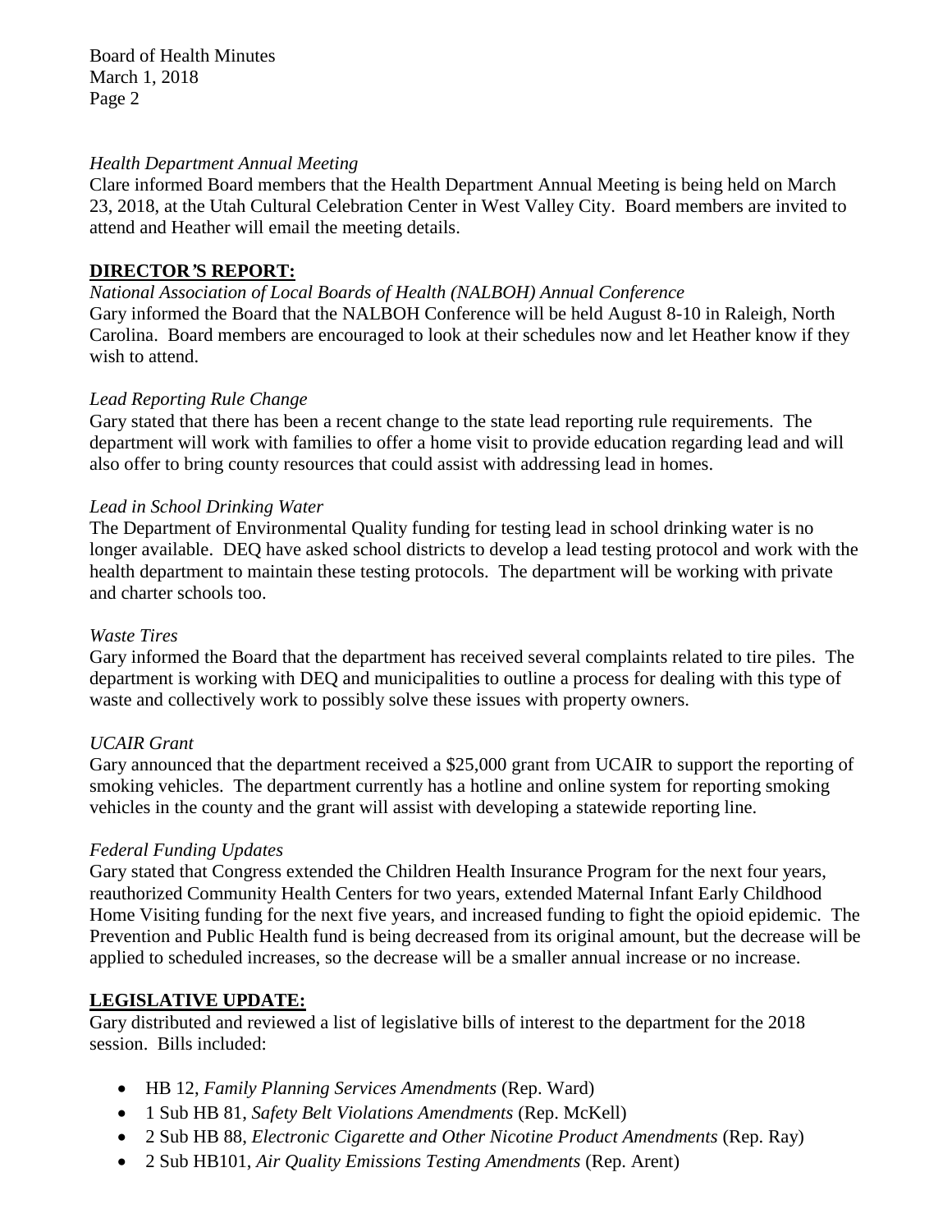*Health Department Annual Meeting*
Clare informed Board members that the Health Department Annual Meeting is being held on March 23, 2018, at the Utah Cultural Celebration Center in West Valley City. Board members are invited to attend and Heather will email the meeting details.

**DIRECTOR'S REPORT:**

*National Association of Local Boards of Health (NALBOH) Annual Conference*
Gary informed the Board that the NALBOH Conference will be held August 8-10 in Raleigh, North Carolina. Board members are encouraged to look at their schedules now and let Heather know if they wish to attend.

*Lead Reporting Rule Change*
Gary stated that there has been a recent change to the state lead reporting rule requirements. The department will work with families to offer a home visit to provide education regarding lead and will also offer to bring county resources that could assist with addressing lead in homes.

*Lead in School Drinking Water*
The Department of Environmental Quality funding for testing lead in school drinking water is no longer available. DEQ have asked school districts to develop a lead testing protocol and work with the health department to maintain these testing protocols. The department will be working with private and charter schools too.

*Waste Tires*
Gary informed the Board that the department has received several complaints related to tire piles. The department is working with DEQ and municipalities to outline a process for dealing with this type of waste and collectively work to possibly solve these issues with property owners.

*UCAIR Grant*
Gary announced that the department received a $25,000 grant from UCAIR to support the reporting of smoking vehicles. The department currently has a hotline and online system for reporting smoking vehicles in the county and the grant will assist with developing a statewide reporting line.

*Federal Funding Updates*
Gary stated that Congress extended the Children Health Insurance Program for the next four years, reauthorized Community Health Centers for two years, extended Maternal Infant Early Childhood Home Visiting funding for the next five years, and increased funding to fight the opioid epidemic. The Prevention and Public Health fund is being decreased from its original amount, but the decrease will be applied to scheduled increases, so the decrease will be a smaller annual increase or no increase.

**LEGISLATIVE UPDATE:**

Gary distributed and reviewed a list of legislative bills of interest to the department for the 2018 session. Bills included:

- HB 12, *Family Planning Services Amendments* (Rep. Ward)
- 1 Sub HB 81, *Safety Belt Violations Amendments* (Rep. McKell)
- 2 Sub HB 88, *Electronic Cigarette and Other Nicotine Product Amendments* (Rep. Ray)
- 2 Sub HB101, *Air Quality Emissions Testing Amendments* (Rep. Arent)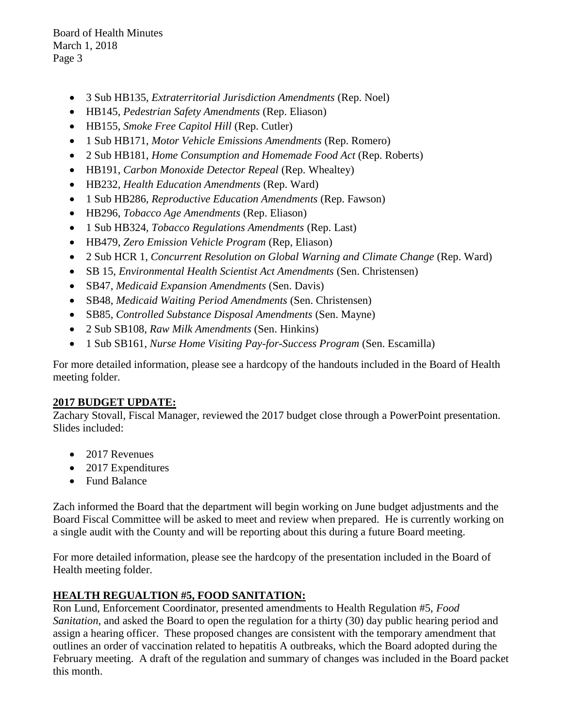- 3 Sub HB135, *Extraterritorial Jurisdiction Amendments* (Rep. Noel)
- HB145, *Pedestrian Safety Amendments* (Rep. Eliason)
- HB155, *Smoke Free Capitol Hill* (Rep. Cutler)
- 1 Sub HB171, *Motor Vehicle Emissions Amendments* (Rep. Romero)
- 2 Sub HB181, *Home Consumption and Homemade Food Act* (Rep. Roberts)
- HB191, *Carbon Monoxide Detector Repeal* (Rep. Whealtey)
- HB232, *Health Education Amendments* (Rep. Ward)
- 1 Sub HB286, *Reproductive Education Amendments* (Rep. Fawson)
- HB296, *Tobacco Age Amendments* (Rep. Eliason)
- 1 Sub HB324, *Tobacco Regulations Amendments* (Rep. Last)
- HB479, *Zero Emission Vehicle Program* (Rep, Eliason)
- 2 Sub HCR 1, *Concurrent Resolution on Global Warning and Climate Change* (Rep. Ward)
- SB 15, *Environmental Health Scientist Act Amendments* (Sen. Christensen)
- SB47, *Medicaid Expansion Amendments* (Sen. Davis)
- SB48, *Medicaid Waiting Period Amendments* (Sen. Christensen)
- SB85, *Controlled Substance Disposal Amendments* (Sen. Mayne)
- 2 Sub SB108, *Raw Milk Amendments* (Sen. Hinkins)
- 1 Sub SB161, *Nurse Home Visiting Pay-for-Success Program* (Sen. Escamilla)

For more detailed information, please see a hardcopy of the handouts included in the Board of Health meeting folder.

**2017 BUDGET UPDATE:**

Zachary Stovall, Fiscal Manager, reviewed the 2017 budget close through a PowerPoint presentation. Slides included:

- 2017 Revenues
- 2017 Expenditures
- Fund Balance

Zach informed the Board that the department will begin working on June budget adjustments and the Board Fiscal Committee will be asked to meet and review when prepared. He is currently working on a single audit with the County and will be reporting about this during a future Board meeting.

For more detailed information, please see the hardcopy of the presentation included in the Board of Health meeting folder.

**HEALTH REGUALTION #5, FOOD SANITATION:**

Ron Lund, Enforcement Coordinator, presented amendments to Health Regulation #5, *Food Sanitation*, and asked the Board to open the regulation for a thirty (30) day public hearing period and assign a hearing officer. These proposed changes are consistent with the temporary amendment that outlines an order of vaccination related to hepatitis A outbreaks, which the Board adopted during the February meeting. A draft of the regulation and summary of changes was included in the Board packet this month.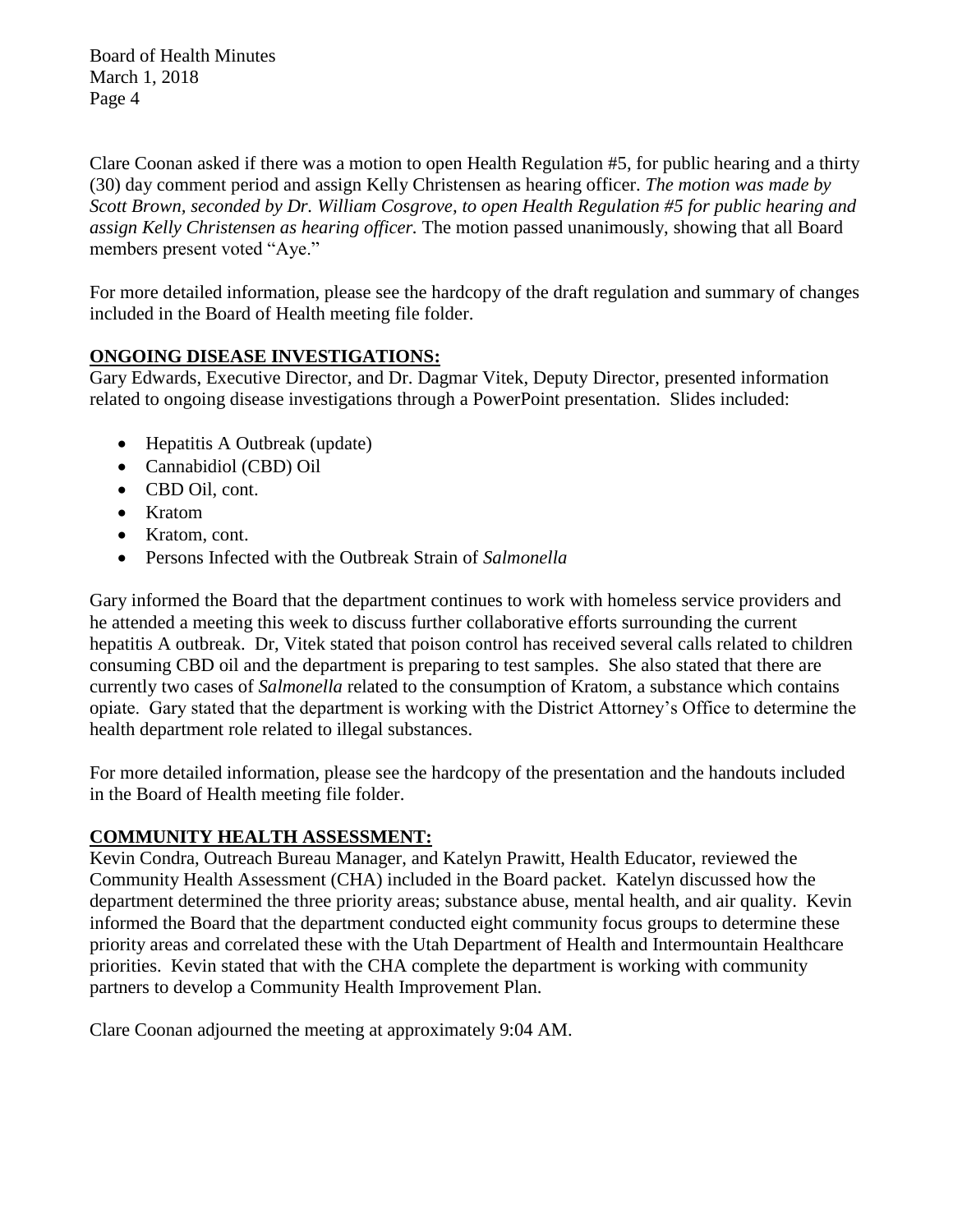Clare Coonan asked if there was a motion to open Health Regulation #5, for public hearing and a thirty (30) day comment period and assign Kelly Christensen as hearing officer. *The motion was made by Scott Brown, seconded by Dr. William Cosgrove, to open Health Regulation #5 for public hearing and assign Kelly Christensen as hearing officer.* The motion passed unanimously, showing that all Board members present voted "Aye."

For more detailed information, please see the hardcopy of the draft regulation and summary of changes included in the Board of Health meeting file folder.

## ONGOING DISEASE INVESTIGATIONS:

Gary Edwards, Executive Director, and Dr. Dagmar Vitek, Deputy Director, presented information related to ongoing disease investigations through a PowerPoint presentation. Slides included:

- Hepatitis A Outbreak (update)
- Cannabidiol (CBD) Oil
- CBD Oil, cont.
- Kratom
- Kratom, cont.
- Persons Infected with the Outbreak Strain of *Salmonella*

Gary informed the Board that the department continues to work with homeless service providers and he attended a meeting this week to discuss further collaborative efforts surrounding the current hepatitis A outbreak. Dr, Vitek stated that poison control has received several calls related to children consuming CBD oil and the department is preparing to test samples. She also stated that there are currently two cases of *Salmonella* related to the consumption of Kratom, a substance which contains opiate. Gary stated that the department is working with the District Attorney's Office to determine the health department role related to illegal substances.

For more detailed information, please see the hardcopy of the presentation and the handouts included in the Board of Health meeting file folder.

## COMMUNITY HEALTH ASSESSMENT:

Kevin Condra, Outreach Bureau Manager, and Katelyn Prawitt, Health Educator, reviewed the Community Health Assessment (CHA) included in the Board packet. Katelyn discussed how the department determined the three priority areas; substance abuse, mental health, and air quality. Kevin informed the Board that the department conducted eight community focus groups to determine these priority areas and correlated these with the Utah Department of Health and Intermountain Healthcare priorities. Kevin stated that with the CHA complete the department is working with community partners to develop a Community Health Improvement Plan.

Clare Coonan adjourned the meeting at approximately 9:04 AM.